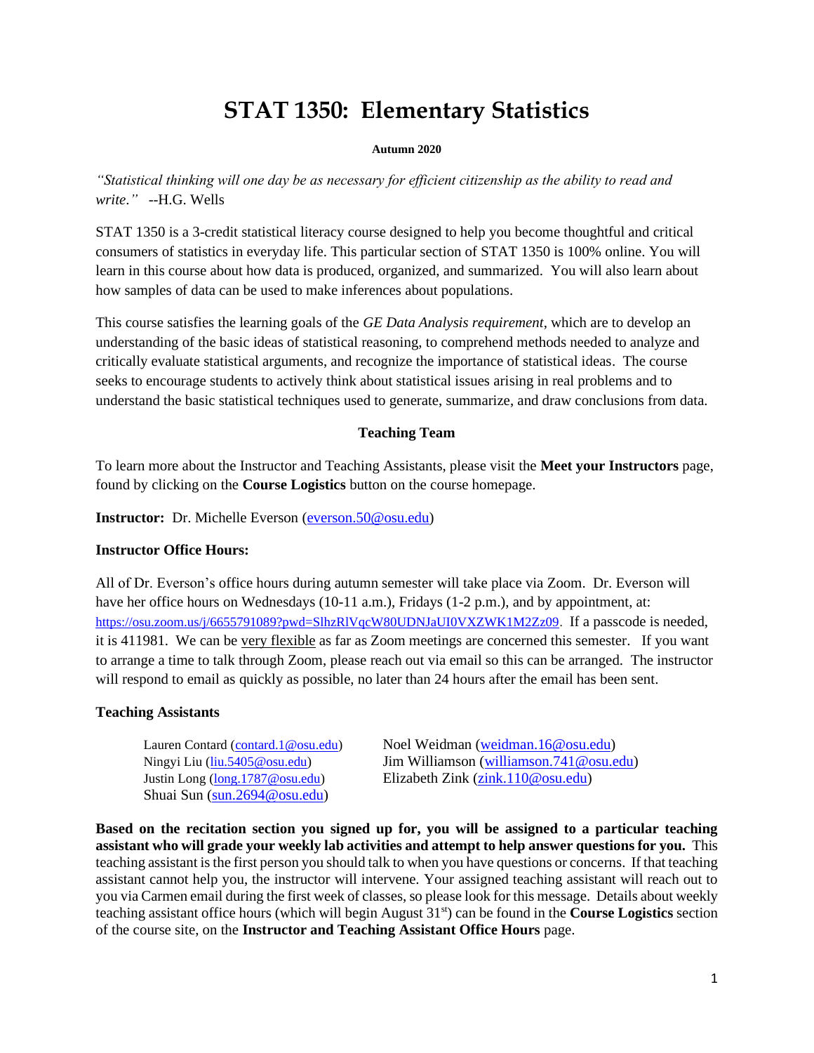# STAT 1350: Elementary Statistics

**Autumn 2020**

*"Statistical thinking will one day be as necessary for efficient citizenship as the ability to read and write."* --H.G. Wells

STAT 1350 is a 3-credit statistical literacy course designed to help you become thoughtful and critical consumers of statistics in everyday life. This particular section of STAT 1350 is 100% online. You will learn in this course about how data is produced, organized, and summarized. You will also learn about how samples of data can be used to make inferences about populations.

This course satisfies the learning goals of the *GE Data Analysis requirement*, which are to develop an understanding of the basic ideas of statistical reasoning, to comprehend methods needed to analyze and critically evaluate statistical arguments, and recognize the importance of statistical ideas. The course seeks to encourage students to actively think about statistical issues arising in real problems and to understand the basic statistical techniques used to generate, summarize, and draw conclusions from data.

## Teaching Team

To learn more about the Instructor and Teaching Assistants, please visit the **Meet your Instructors** page, found by clicking on the **Course Logistics** button on the course homepage.

**Instructor:** Dr. Michelle Everson (everson.50@osu.edu)

**Instructor Office Hours:**

All of Dr. Everson's office hours during autumn semester will take place via Zoom. Dr. Everson will have her office hours on Wednesdays (10-11 a.m.), Fridays (1-2 p.m.), and by appointment, at: https://osu.zoom.us/j/6655791089?pwd=SlhzRlVqcW80UDNJaUI0VXZWK1M2Zz09. If a passcode is needed, it is 411981. We can be very flexible as far as Zoom meetings are concerned this semester. If you want to arrange a time to talk through Zoom, please reach out via email so this can be arranged. The instructor will respond to email as quickly as possible, no later than 24 hours after the email has been sent.

**Teaching Assistants**

- Lauren Contard (contard.1@osu.edu)
- Ningyi Liu (liu.5405@osu.edu)
- Justin Long (long.1787@osu.edu)
- Shuai Sun (sun.2694@osu.edu)
- Noel Weidman (weidman.16@osu.edu)
- Jim Williamson (williamson.741@osu.edu)
- Elizabeth Zink (zink.110@osu.edu)

**Based on the recitation section you signed up for, you will be assigned to a particular teaching assistant who will grade your weekly lab activities and attempt to help answer questions for you.** This teaching assistant is the first person you should talk to when you have questions or concerns. If that teaching assistant cannot help you, the instructor will intervene. Your assigned teaching assistant will reach out to you via Carmen email during the first week of classes, so please look for this message. Details about weekly teaching assistant office hours (which will begin August 31st) can be found in the **Course Logistics** section of the course site, on the **Instructor and Teaching Assistant Office Hours** page.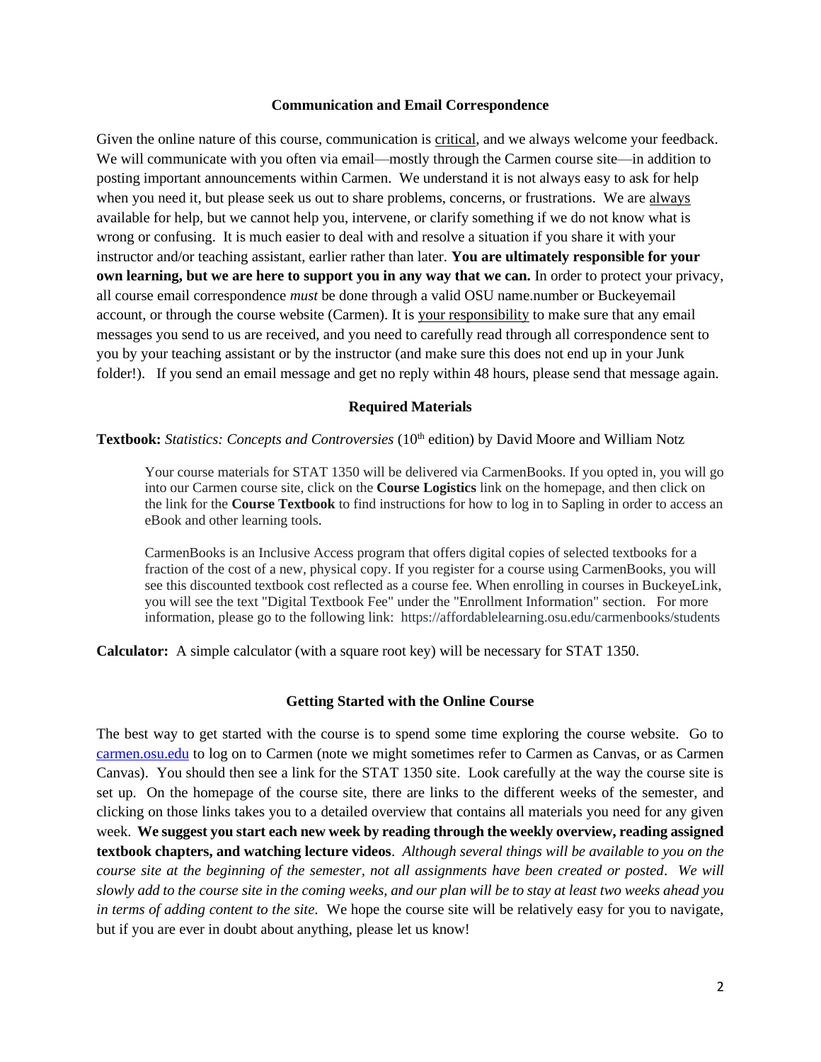## Communication and Email Correspondence

Given the online nature of this course, communication is critical, and we always welcome your feedback. We will communicate with you often via email—mostly through the Carmen course site—in addition to posting important announcements within Carmen. We understand it is not always easy to ask for help when you need it, but please seek us out to share problems, concerns, or frustrations. We are always available for help, but we cannot help you, intervene, or clarify something if we do not know what is wrong or confusing. It is much easier to deal with and resolve a situation if you share it with your instructor and/or teaching assistant, earlier rather than later. **You are ultimately responsible for your own learning, but we are here to support you in any way that we can.** In order to protect your privacy, all course email correspondence *must* be done through a valid OSU name.number or Buckeyemail account, or through the course website (Carmen). It is your responsibility to make sure that any email messages you send to us are received, and you need to carefully read through all correspondence sent to you by your teaching assistant or by the instructor (and make sure this does not end up in your Junk folder!). If you send an email message and get no reply within 48 hours, please send that message again.

## Required Materials

**Textbook:** *Statistics: Concepts and Controversies* (10th edition) by David Moore and William Notz

> Your course materials for STAT 1350 will be delivered via CarmenBooks. If you opted in, you will go into our Carmen course site, click on the **Course Logistics** link on the homepage, and then click on the link for the **Course Textbook** to find instructions for how to log in to Sapling in order to access an eBook and other learning tools.
>
> CarmenBooks is an Inclusive Access program that offers digital copies of selected textbooks for a fraction of the cost of a new, physical copy. If you register for a course using CarmenBooks, you will see this discounted textbook cost reflected as a course fee. When enrolling in courses in BuckeyeLink, you will see the text "Digital Textbook Fee" under the "Enrollment Information" section. For more information, please go to the following link: https://affordablelearning.osu.edu/carmenbooks/students

**Calculator:** A simple calculator (with a square root key) will be necessary for STAT 1350.

## Getting Started with the Online Course

The best way to get started with the course is to spend some time exploring the course website. Go to [carmen.osu.edu](carmen.osu.edu) to log on to Carmen (note we might sometimes refer to Carmen as Canvas, or as Carmen Canvas). You should then see a link for the STAT 1350 site. Look carefully at the way the course site is set up. On the homepage of the course site, there are links to the different weeks of the semester, and clicking on those links takes you to a detailed overview that contains all materials you need for any given week. **We suggest you start each new week by reading through the weekly overview, reading assigned textbook chapters, and watching lecture videos**. *Although several things will be available to you on the course site at the beginning of the semester, not all assignments have been created or posted*. *We will slowly add to the course site in the coming weeks, and our plan will be to stay at least two weeks ahead you in terms of adding content to the site.* We hope the course site will be relatively easy for you to navigate, but if you are ever in doubt about anything, please let us know!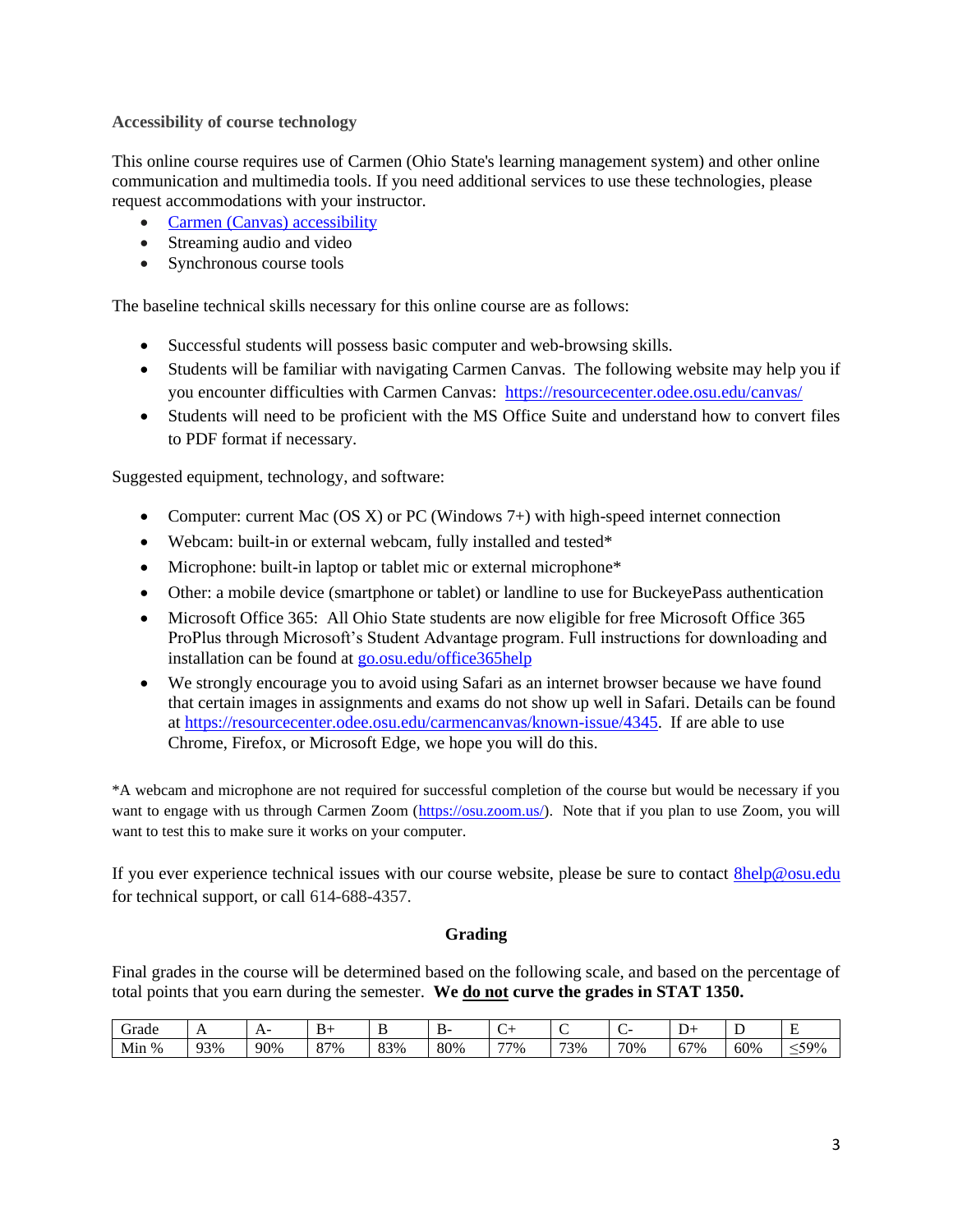**Accessibility of course technology**

This online course requires use of Carmen (Ohio State's learning management system) and other online communication and multimedia tools. If you need additional services to use these technologies, please request accommodations with your instructor.

- [Carmen (Canvas) accessibility]
- Streaming audio and video
- Synchronous course tools

The baseline technical skills necessary for this online course are as follows:

- Successful students will possess basic computer and web-browsing skills.
- Students will be familiar with navigating Carmen Canvas. The following website may help you if you encounter difficulties with Carmen Canvas: https://resourcecenter.odee.osu.edu/canvas/
- Students will need to be proficient with the MS Office Suite and understand how to convert files to PDF format if necessary.

Suggested equipment, technology, and software:

- Computer: current Mac (OS X) or PC (Windows 7+) with high-speed internet connection
- Webcam: built-in or external webcam, fully installed and tested*
- Microphone: built-in laptop or tablet mic or external microphone*
- Other: a mobile device (smartphone or tablet) or landline to use for BuckeyePass authentication
- Microsoft Office 365: All Ohio State students are now eligible for free Microsoft Office 365 ProPlus through Microsoft's Student Advantage program. Full instructions for downloading and installation can be found at go.osu.edu/office365help
- We strongly encourage you to avoid using Safari as an internet browser because we have found that certain images in assignments and exams do not show up well in Safari. Details can be found at https://resourcecenter.odee.osu.edu/carmencanvas/known-issue/4345. If are able to use Chrome, Firefox, or Microsoft Edge, we hope you will do this.

*A webcam and microphone are not required for successful completion of the course but would be necessary if you want to engage with us through Carmen Zoom (https://osu.zoom.us/). Note that if you plan to use Zoom, you will want to test this to make sure it works on your computer.

If you ever experience technical issues with our course website, please be sure to contact 8help@osu.edu for technical support, or call 614-688-4357.

## Grading

Final grades in the course will be determined based on the following scale, and based on the percentage of total points that you earn during the semester. **We <u>do not</u> curve the grades in STAT 1350.**

| Grade | A | A- | B+ | B | B- | C+ | C | C- | D+ | D | E |
|---|---|---|---|---|---|---|---|---|---|---|---|
| Min % | 93% | 90% | 87% | 83% | 80% | 77% | 73% | 70% | 67% | 60% | ≤59% |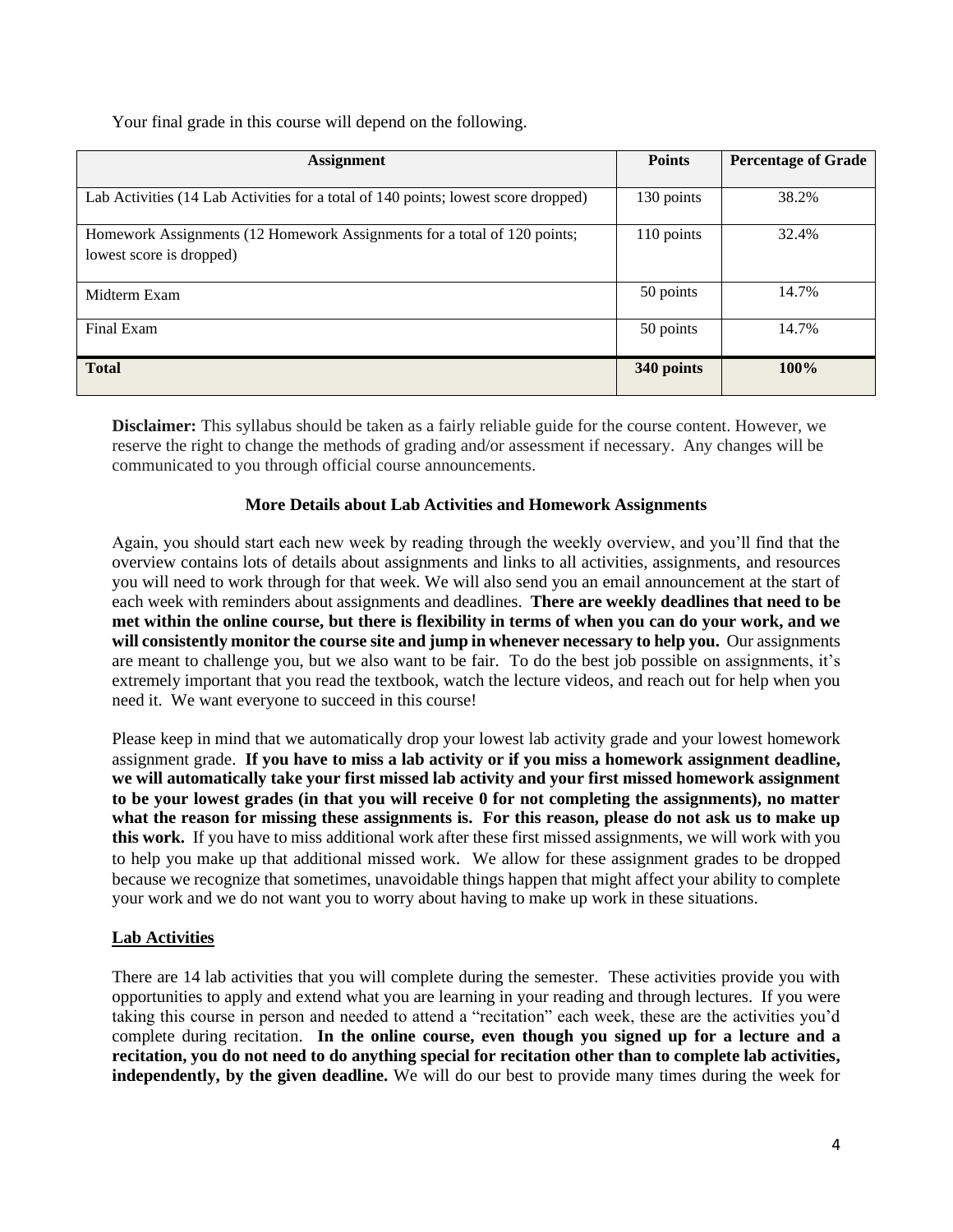Your final grade in this course will depend on the following.

| Assignment | Points | Percentage of Grade |
|---|---|---|
| Lab Activities (14 Lab Activities for a total of 140 points; lowest score dropped) | 130 points | 38.2% |
| Homework Assignments (12 Homework Assignments for a total of 120 points; lowest score is dropped) | 110 points | 32.4% |
| Midterm Exam | 50 points | 14.7% |
| Final Exam | 50 points | 14.7% |
| **Total** | **340 points** | **100%** |

**Disclaimer:** This syllabus should be taken as a fairly reliable guide for the course content. However, we reserve the right to change the methods of grading and/or assessment if necessary. Any changes will be communicated to you through official course announcements.

**More Details about Lab Activities and Homework Assignments**

Again, you should start each new week by reading through the weekly overview, and you'll find that the overview contains lots of details about assignments and links to all activities, assignments, and resources you will need to work through for that week. We will also send you an email announcement at the start of each week with reminders about assignments and deadlines. **There are weekly deadlines that need to be met within the online course, but there is flexibility in terms of when you can do your work, and we will consistently monitor the course site and jump in whenever necessary to help you.** Our assignments are meant to challenge you, but we also want to be fair. To do the best job possible on assignments, it's extremely important that you read the textbook, watch the lecture videos, and reach out for help when you need it. We want everyone to succeed in this course!

Please keep in mind that we automatically drop your lowest lab activity grade and your lowest homework assignment grade. **If you have to miss a lab activity or if you miss a homework assignment deadline, we will automatically take your first missed lab activity and your first missed homework assignment to be your lowest grades (in that you will receive 0 for not completing the assignments), no matter what the reason for missing these assignments is. For this reason, please do not ask us to make up this work.** If you have to miss additional work after these first missed assignments, we will work with you to help you make up that additional missed work. We allow for these assignment grades to be dropped because we recognize that sometimes, unavoidable things happen that might affect your ability to complete your work and we do not want you to worry about having to make up work in these situations.

## Lab Activities

There are 14 lab activities that you will complete during the semester. These activities provide you with opportunities to apply and extend what you are learning in your reading and through lectures. If you were taking this course in person and needed to attend a "recitation" each week, these are the activities you'd complete during recitation. **In the online course, even though you signed up for a lecture and a recitation, you do not need to do anything special for recitation other than to complete lab activities, independently, by the given deadline.** We will do our best to provide many times during the week for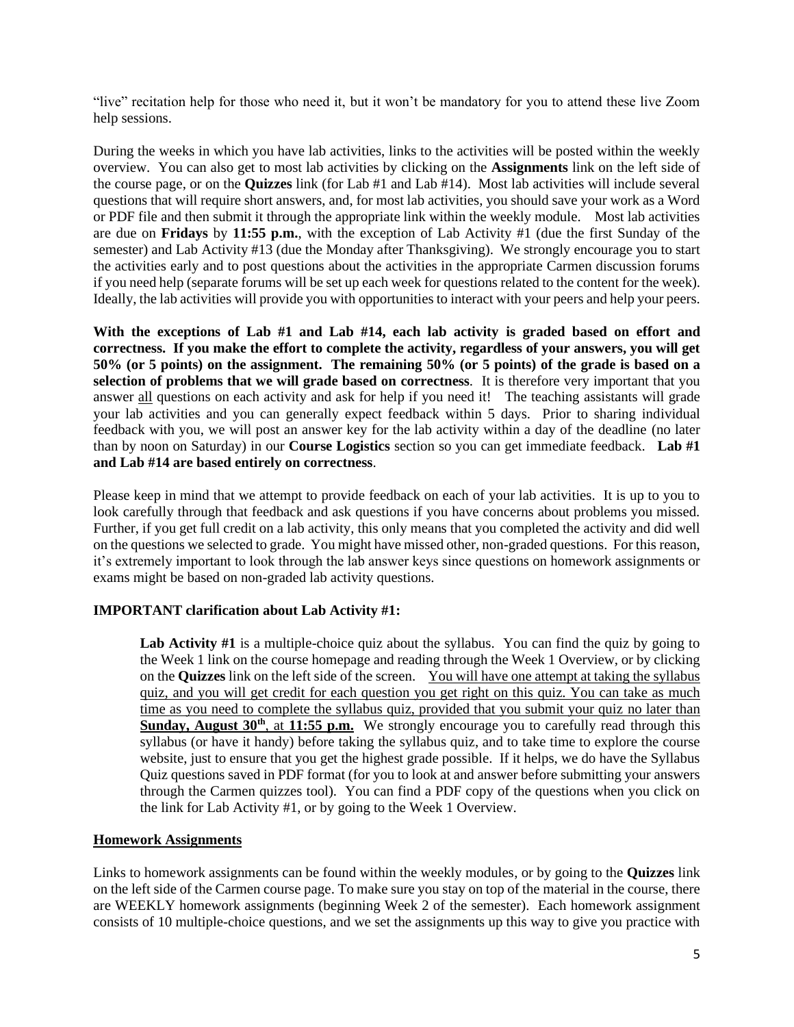"live" recitation help for those who need it, but it won't be mandatory for you to attend these live Zoom help sessions.

During the weeks in which you have lab activities, links to the activities will be posted within the weekly overview. You can also get to most lab activities by clicking on the **Assignments** link on the left side of the course page, or on the **Quizzes** link (for Lab #1 and Lab #14). Most lab activities will include several questions that will require short answers, and, for most lab activities, you should save your work as a Word or PDF file and then submit it through the appropriate link within the weekly module. Most lab activities are due on **Fridays** by **11:55 p.m.**, with the exception of Lab Activity #1 (due the first Sunday of the semester) and Lab Activity #13 (due the Monday after Thanksgiving). We strongly encourage you to start the activities early and to post questions about the activities in the appropriate Carmen discussion forums if you need help (separate forums will be set up each week for questions related to the content for the week). Ideally, the lab activities will provide you with opportunities to interact with your peers and help your peers.

**With the exceptions of Lab #1 and Lab #14, each lab activity is graded based on effort and correctness. If you make the effort to complete the activity, regardless of your answers, you will get 50% (or 5 points) on the assignment. The remaining 50% (or 5 points) of the grade is based on a selection of problems that we will grade based on correctness**. It is therefore very important that you answer <u>all</u> questions on each activity and ask for help if you need it! The teaching assistants will grade your lab activities and you can generally expect feedback within 5 days. Prior to sharing individual feedback with you, we will post an answer key for the lab activity within a day of the deadline (no later than by noon on Saturday) in our **Course Logistics** section so you can get immediate feedback. **Lab #1 and Lab #14 are based entirely on correctness**.

Please keep in mind that we attempt to provide feedback on each of your lab activities. It is up to you to look carefully through that feedback and ask questions if you have concerns about problems you missed. Further, if you get full credit on a lab activity, this only means that you completed the activity and did well on the questions we selected to grade. You might have missed other, non-graded questions. For this reason, it's extremely important to look through the lab answer keys since questions on homework assignments or exams might be based on non-graded lab activity questions.

**IMPORTANT clarification about Lab Activity #1:**

> **Lab Activity #1** is a multiple-choice quiz about the syllabus. You can find the quiz by going to the Week 1 link on the course homepage and reading through the Week 1 Overview, or by clicking on the **Quizzes** link on the left side of the screen. <u>You will have one attempt at taking the syllabus quiz, and you will get credit for each question you get right on this quiz. You can take as much time as you need to complete the syllabus quiz, provided that you submit your quiz no later than</u> <u>**Sunday, August 30th**</u>, at <u>**11:55 p.m.**</u> We strongly encourage you to carefully read through this syllabus (or have it handy) before taking the syllabus quiz, and to take time to explore the course website, just to ensure that you get the highest grade possible. If it helps, we do have the Syllabus Quiz questions saved in PDF format (for you to look at and answer before submitting your answers through the Carmen quizzes tool). You can find a PDF copy of the questions when you click on the link for Lab Activity #1, or by going to the Week 1 Overview.

**<u>Homework Assignments</u>**

Links to homework assignments can be found within the weekly modules, or by going to the **Quizzes** link on the left side of the Carmen course page. To make sure you stay on top of the material in the course, there are WEEKLY homework assignments (beginning Week 2 of the semester). Each homework assignment consists of 10 multiple-choice questions, and we set the assignments up this way to give you practice with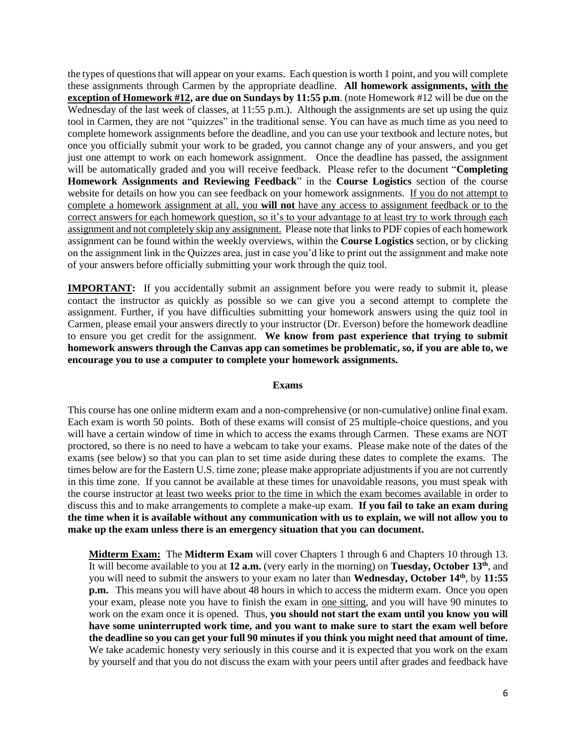the types of questions that will appear on your exams. Each question is worth 1 point, and you will complete these assignments through Carmen by the appropriate deadline. **All homework assignments, <u>with the exception of Homework #12</u>, are due on Sundays by 11:55 p.m**. (note Homework #12 will be due on the Wednesday of the last week of classes, at 11:55 p.m.). Although the assignments are set up using the quiz tool in Carmen, they are not "quizzes" in the traditional sense. You can have as much time as you need to complete homework assignments before the deadline, and you can use your textbook and lecture notes, but once you officially submit your work to be graded, you cannot change any of your answers, and you get just one attempt to work on each homework assignment. Once the deadline has passed, the assignment will be automatically graded and you will receive feedback. Please refer to the document "**Completing Homework Assignments and Reviewing Feedback**" in the **Course Logistics** section of the course website for details on how you can see feedback on your homework assignments. <u>If you do not attempt to complete a homework assignment at all, you **will not** have any access to assignment feedback or to the correct answers for each homework question, so it's to your advantage to at least try to work through each assignment and not completely skip any assignment.</u> Please note that links to PDF copies of each homework assignment can be found within the weekly overviews, within the **Course Logistics** section, or by clicking on the assignment link in the Quizzes area, just in case you'd like to print out the assignment and make note of your answers before officially submitting your work through the quiz tool.

**<u>IMPORTANT</u>:** If you accidentally submit an assignment before you were ready to submit it, please contact the instructor as quickly as possible so we can give you a second attempt to complete the assignment. Further, if you have difficulties submitting your homework answers using the quiz tool in Carmen, please email your answers directly to your instructor (Dr. Everson) before the homework deadline to ensure you get credit for the assignment. **We know from past experience that trying to submit homework answers through the Canvas app can sometimes be problematic, so, if you are able to, we encourage you to use a computer to complete your homework assignments.**

## Exams

This course has one online midterm exam and a non-comprehensive (or non-cumulative) online final exam. Each exam is worth 50 points. Both of these exams will consist of 25 multiple-choice questions, and you will have a certain window of time in which to access the exams through Carmen. These exams are NOT proctored, so there is no need to have a webcam to take your exams. Please make note of the dates of the exams (see below) so that you can plan to set time aside during these dates to complete the exams. The times below are for the Eastern U.S. time zone; please make appropriate adjustments if you are not currently in this time zone. If you cannot be available at these times for unavoidable reasons, you must speak with the course instructor <u>at least two weeks prior to the time in which the exam becomes available</u> in order to discuss this and to make arrangements to complete a make-up exam. **If you fail to take an exam during the time when it is available without any communication with us to explain, we will not allow you to make up the exam unless there is an emergency situation that you can document.**

**<u>Midterm Exam:</u>** The **Midterm Exam** will cover Chapters 1 through 6 and Chapters 10 through 13. It will become available to you at **12 a.m.** (very early in the morning) on **Tuesday, October 13th**, and you will need to submit the answers to your exam no later than **Wednesday, October 14th**, by **11:55 p.m.** This means you will have about 48 hours in which to access the midterm exam. Once you open your exam, please note you have to finish the exam in <u>one sitting</u>, and you will have 90 minutes to work on the exam once it is opened. Thus, **you should not start the exam until you know you will have some uninterrupted work time, and you want to make sure to start the exam well before the deadline so you can get your full 90 minutes if you think you might need that amount of time.** We take academic honesty very seriously in this course and it is expected that you work on the exam by yourself and that you do not discuss the exam with your peers until after grades and feedback have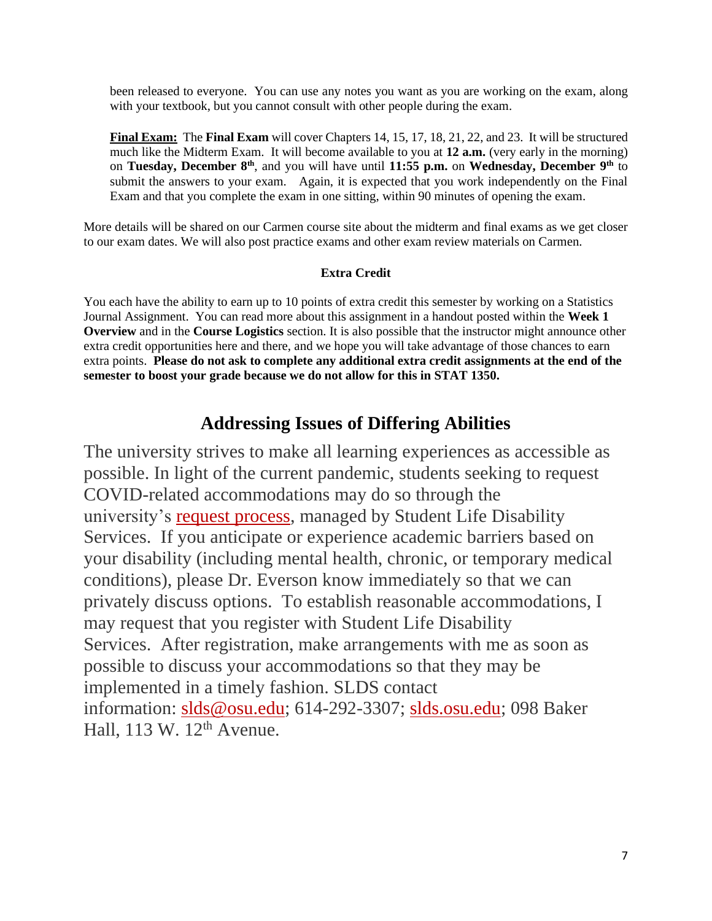been released to everyone. You can use any notes you want as you are working on the exam, along with your textbook, but you cannot consult with other people during the exam.

**Final Exam:** The **Final Exam** will cover Chapters 14, 15, 17, 18, 21, 22, and 23. It will be structured much like the Midterm Exam. It will become available to you at **12 a.m.** (very early in the morning) on **Tuesday, December 8th**, and you will have until **11:55 p.m.** on **Wednesday, December 9th** to submit the answers to your exam. Again, it is expected that you work independently on the Final Exam and that you complete the exam in one sitting, within 90 minutes of opening the exam.

More details will be shared on our Carmen course site about the midterm and final exams as we get closer to our exam dates. We will also post practice exams and other exam review materials on Carmen.

**Extra Credit**

You each have the ability to earn up to 10 points of extra credit this semester by working on a Statistics Journal Assignment. You can read more about this assignment in a handout posted within the **Week 1 Overview** and in the **Course Logistics** section. It is also possible that the instructor might announce other extra credit opportunities here and there, and we hope you will take advantage of those chances to earn extra points. **Please do not ask to complete any additional extra credit assignments at the end of the semester to boost your grade because we do not allow for this in STAT 1350.**

## Addressing Issues of Differing Abilities

The university strives to make all learning experiences as accessible as possible. In light of the current pandemic, students seeking to request COVID-related accommodations may do so through the university's request process, managed by Student Life Disability Services. If you anticipate or experience academic barriers based on your disability (including mental health, chronic, or temporary medical conditions), please Dr. Everson know immediately so that we can privately discuss options. To establish reasonable accommodations, I may request that you register with Student Life Disability Services. After registration, make arrangements with me as soon as possible to discuss your accommodations so that they may be implemented in a timely fashion. SLDS contact information: slds@osu.edu; 614-292-3307; slds.osu.edu; 098 Baker Hall, 113 W. 12th Avenue.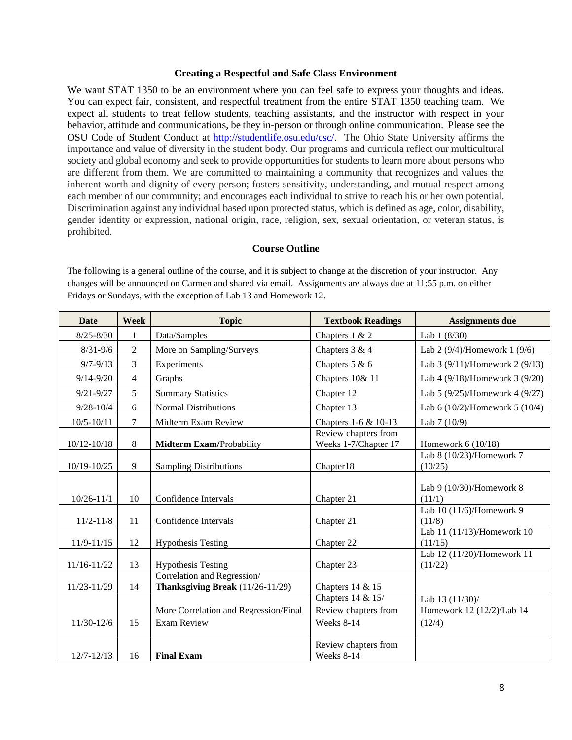## Creating a Respectful and Safe Class Environment

We want STAT 1350 to be an environment where you can feel safe to express your thoughts and ideas. You can expect fair, consistent, and respectful treatment from the entire STAT 1350 teaching team. We expect all students to treat fellow students, teaching assistants, and the instructor with respect in your behavior, attitude and communications, be they in-person or through online communication. Please see the OSU Code of Student Conduct at http://studentlife.osu.edu/csc/. The Ohio State University affirms the importance and value of diversity in the student body. Our programs and curricula reflect our multicultural society and global economy and seek to provide opportunities for students to learn more about persons who are different from them. We are committed to maintaining a community that recognizes and values the inherent worth and dignity of every person; fosters sensitivity, understanding, and mutual respect among each member of our community; and encourages each individual to strive to reach his or her own potential. Discrimination against any individual based upon protected status, which is defined as age, color, disability, gender identity or expression, national origin, race, religion, sex, sexual orientation, or veteran status, is prohibited.

## Course Outline

The following is a general outline of the course, and it is subject to change at the discretion of your instructor. Any changes will be announced on Carmen and shared via email. Assignments are always due at 11:55 p.m. on either Fridays or Sundays, with the exception of Lab 13 and Homework 12.

| Date | Week | Topic | Textbook Readings | Assignments due |
|---|---|---|---|---|
| 8/25-8/30 | 1 | Data/Samples | Chapters 1 & 2 | Lab 1 (8/30) |
| 8/31-9/6 | 2 | More on Sampling/Surveys | Chapters 3 & 4 | Lab 2 (9/4)/Homework 1 (9/6) |
| 9/7-9/13 | 3 | Experiments | Chapters 5 & 6 | Lab 3 (9/11)/Homework 2 (9/13) |
| 9/14-9/20 | 4 | Graphs | Chapters 10& 11 | Lab 4 (9/18)/Homework 3 (9/20) |
| 9/21-9/27 | 5 | Summary Statistics | Chapter 12 | Lab 5 (9/25)/Homework 4 (9/27) |
| 9/28-10/4 | 6 | Normal Distributions | Chapter 13 | Lab 6 (10/2)/Homework 5 (10/4) |
| 10/5-10/11 | 7 | Midterm Exam Review | Chapters 1-6 & 10-13 | Lab 7 (10/9) |
| 10/12-10/18 | 8 | **Midterm Exam**/Probability | Review chapters from Weeks 1-7/Chapter 17 | Homework 6 (10/18) |
| 10/19-10/25 | 9 | Sampling Distributions | Chapter18 | Lab 8 (10/23)/Homework 7 (10/25) |
| 10/26-11/1 | 10 | Confidence Intervals | Chapter 21 | Lab 9 (10/30)/Homework 8 (11/1) |
| 11/2-11/8 | 11 | Confidence Intervals | Chapter 21 | Lab 10 (11/6)/Homework 9 (11/8) |
| 11/9-11/15 | 12 | Hypothesis Testing | Chapter 22 | Lab 11 (11/13)/Homework 10 (11/15) |
| 11/16-11/22 | 13 | Hypothesis Testing | Chapter 23 | Lab 12 (11/20)/Homework 11 (11/22) |
| 11/23-11/29 | 14 | Correlation and Regression/ **Thanksgiving Break** (11/26-11/29) | Chapters 14 & 15 | |
| 11/30-12/6 | 15 | More Correlation and Regression/Final Exam Review | Chapters 14 & 15/ Review chapters from Weeks 8-14 | Lab 13 (11/30)/ Homework 12 (12/2)/Lab 14 (12/4) |
| 12/7-12/13 | 16 | **Final Exam** | Review chapters from Weeks 8-14 | |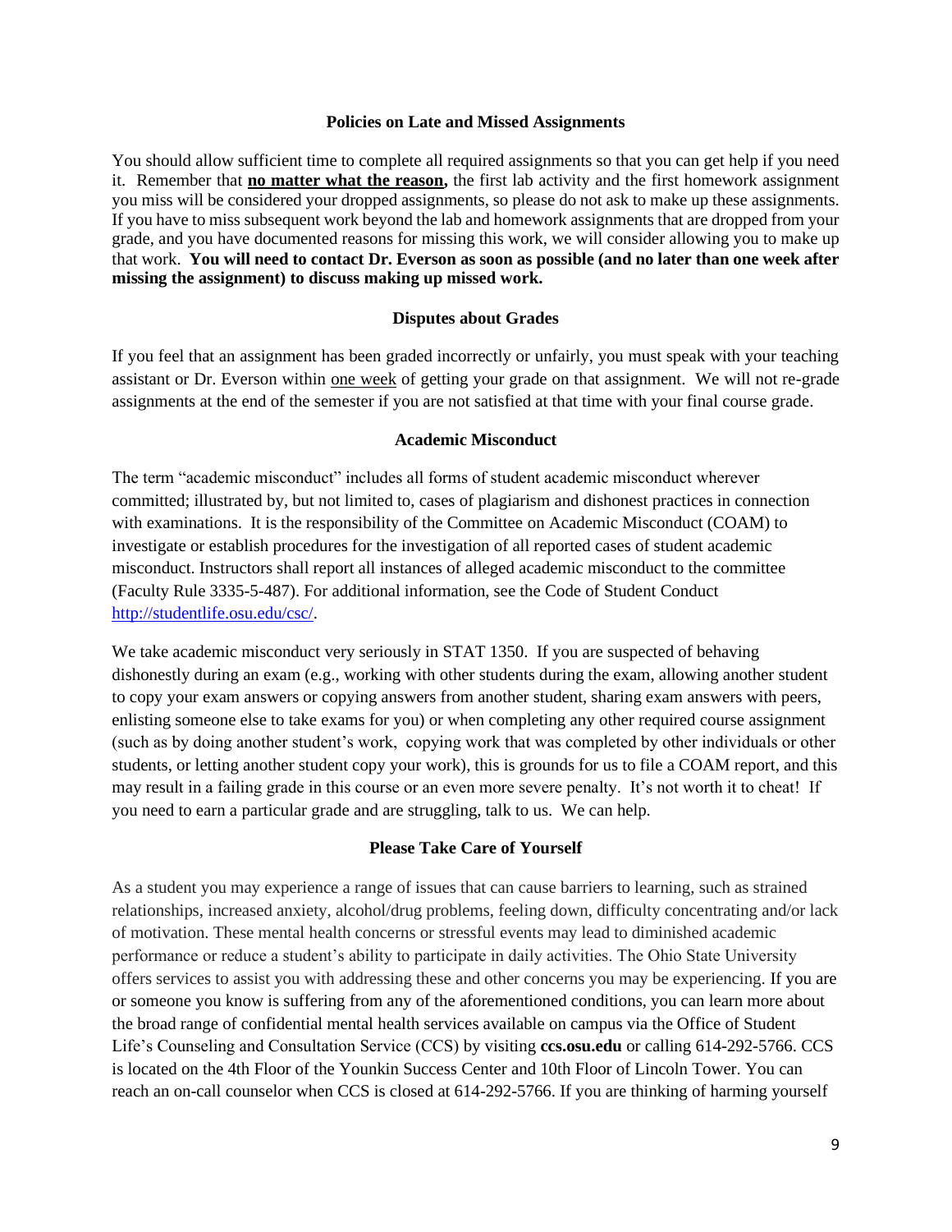## Policies on Late and Missed Assignments

You should allow sufficient time to complete all required assignments so that you can get help if you need it. Remember that **no matter what the reason,** the first lab activity and the first homework assignment you miss will be considered your dropped assignments, so please do not ask to make up these assignments. If you have to miss subsequent work beyond the lab and homework assignments that are dropped from your grade, and you have documented reasons for missing this work, we will consider allowing you to make up that work. **You will need to contact Dr. Everson as soon as possible (and no later than one week after missing the assignment) to discuss making up missed work.**

## Disputes about Grades

If you feel that an assignment has been graded incorrectly or unfairly, you must speak with your teaching assistant or Dr. Everson within one week of getting your grade on that assignment. We will not re-grade assignments at the end of the semester if you are not satisfied at that time with your final course grade.

## Academic Misconduct

The term "academic misconduct" includes all forms of student academic misconduct wherever committed; illustrated by, but not limited to, cases of plagiarism and dishonest practices in connection with examinations. It is the responsibility of the Committee on Academic Misconduct (COAM) to investigate or establish procedures for the investigation of all reported cases of student academic misconduct. Instructors shall report all instances of alleged academic misconduct to the committee (Faculty Rule 3335-5-487). For additional information, see the Code of Student Conduct [http://studentlife.osu.edu/csc/](http://studentlife.osu.edu/csc/).

We take academic misconduct very seriously in STAT 1350. If you are suspected of behaving dishonestly during an exam (e.g., working with other students during the exam, allowing another student to copy your exam answers or copying answers from another student, sharing exam answers with peers, enlisting someone else to take exams for you) or when completing any other required course assignment (such as by doing another student's work, copying work that was completed by other individuals or other students, or letting another student copy your work), this is grounds for us to file a COAM report, and this may result in a failing grade in this course or an even more severe penalty. It's not worth it to cheat! If you need to earn a particular grade and are struggling, talk to us. We can help.

## Please Take Care of Yourself

As a student you may experience a range of issues that can cause barriers to learning, such as strained relationships, increased anxiety, alcohol/drug problems, feeling down, difficulty concentrating and/or lack of motivation. These mental health concerns or stressful events may lead to diminished academic performance or reduce a student's ability to participate in daily activities. The Ohio State University offers services to assist you with addressing these and other concerns you may be experiencing. If you are or someone you know is suffering from any of the aforementioned conditions, you can learn more about the broad range of confidential mental health services available on campus via the Office of Student Life's Counseling and Consultation Service (CCS) by visiting **ccs.osu.edu** or calling 614-292-5766. CCS is located on the 4th Floor of the Younkin Success Center and 10th Floor of Lincoln Tower. You can reach an on-call counselor when CCS is closed at 614-292-5766. If you are thinking of harming yourself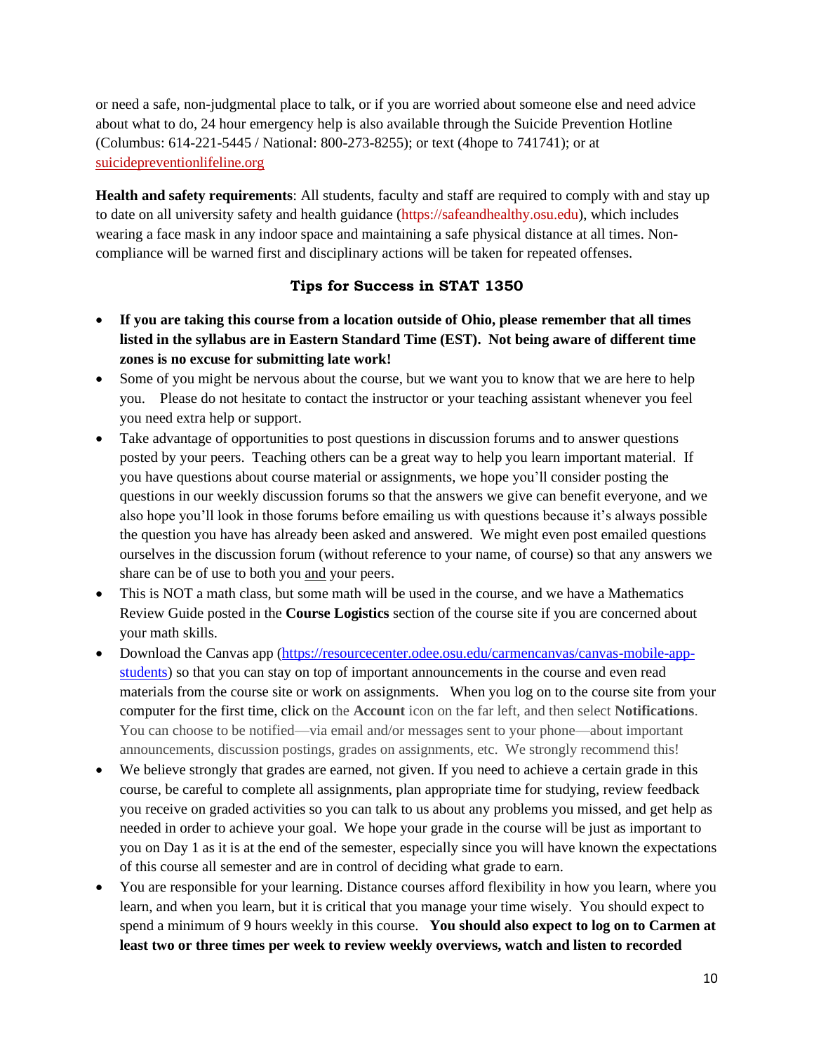or need a safe, non-judgmental place to talk, or if you are worried about someone else and need advice about what to do, 24 hour emergency help is also available through the Suicide Prevention Hotline (Columbus: 614-221-5445 / National: 800-273-8255); or text (4hope to 741741); or at suicidepreventionlifeline.org

**Health and safety requirements**: All students, faculty and staff are required to comply with and stay up to date on all university safety and health guidance (https://safeandhealthy.osu.edu), which includes wearing a face mask in any indoor space and maintaining a safe physical distance at all times. Non-compliance will be warned first and disciplinary actions will be taken for repeated offenses.

## Tips for Success in STAT 1350

- **If you are taking this course from a location outside of Ohio, please remember that all times listed in the syllabus are in Eastern Standard Time (EST). Not being aware of different time zones is no excuse for submitting late work!**
- Some of you might be nervous about the course, but we want you to know that we are here to help you. Please do not hesitate to contact the instructor or your teaching assistant whenever you feel you need extra help or support.
- Take advantage of opportunities to post questions in discussion forums and to answer questions posted by your peers. Teaching others can be a great way to help you learn important material. If you have questions about course material or assignments, we hope you'll consider posting the questions in our weekly discussion forums so that the answers we give can benefit everyone, and we also hope you'll look in those forums before emailing us with questions because it's always possible the question you have has already been asked and answered. We might even post emailed questions ourselves in the discussion forum (without reference to your name, of course) so that any answers we share can be of use to both you and your peers.
- This is NOT a math class, but some math will be used in the course, and we have a Mathematics Review Guide posted in the **Course Logistics** section of the course site if you are concerned about your math skills.
- Download the Canvas app (https://resourcecenter.odee.osu.edu/carmencanvas/canvas-mobile-app-students) so that you can stay on top of important announcements in the course and even read materials from the course site or work on assignments. When you log on to the course site from your computer for the first time, click on the **Account** icon on the far left, and then select **Notifications**. You can choose to be notified—via email and/or messages sent to your phone—about important announcements, discussion postings, grades on assignments, etc. We strongly recommend this!
- We believe strongly that grades are earned, not given. If you need to achieve a certain grade in this course, be careful to complete all assignments, plan appropriate time for studying, review feedback you receive on graded activities so you can talk to us about any problems you missed, and get help as needed in order to achieve your goal. We hope your grade in the course will be just as important to you on Day 1 as it is at the end of the semester, especially since you will have known the expectations of this course all semester and are in control of deciding what grade to earn.
- You are responsible for your learning. Distance courses afford flexibility in how you learn, where you learn, and when you learn, but it is critical that you manage your time wisely. You should expect to spend a minimum of 9 hours weekly in this course. **You should also expect to log on to Carmen at least two or three times per week to review weekly overviews, watch and listen to recorded**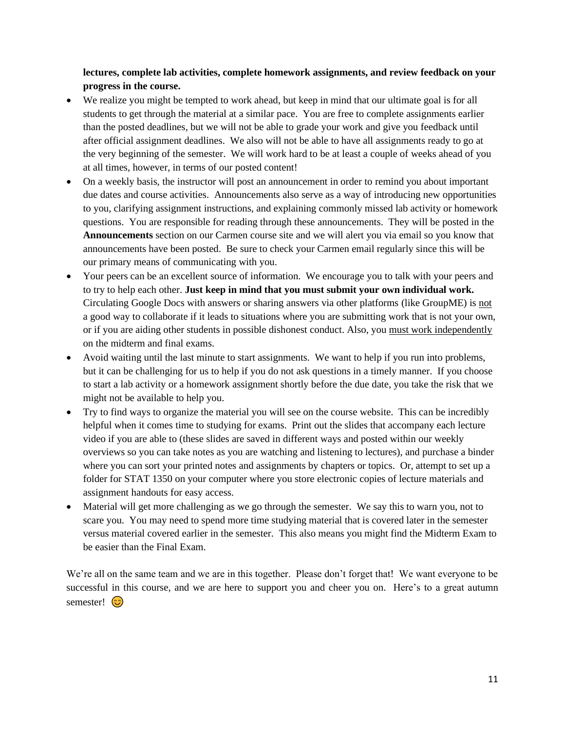**lectures, complete lab activities, complete homework assignments, and review feedback on your progress in the course.**

- We realize you might be tempted to work ahead, but keep in mind that our ultimate goal is for all students to get through the material at a similar pace. You are free to complete assignments earlier than the posted deadlines, but we will not be able to grade your work and give you feedback until after official assignment deadlines. We also will not be able to have all assignments ready to go at the very beginning of the semester. We will work hard to be at least a couple of weeks ahead of you at all times, however, in terms of our posted content!
- On a weekly basis, the instructor will post an announcement in order to remind you about important due dates and course activities. Announcements also serve as a way of introducing new opportunities to you, clarifying assignment instructions, and explaining commonly missed lab activity or homework questions. You are responsible for reading through these announcements. They will be posted in the **Announcements** section on our Carmen course site and we will alert you via email so you know that announcements have been posted. Be sure to check your Carmen email regularly since this will be our primary means of communicating with you.
- Your peers can be an excellent source of information. We encourage you to talk with your peers and to try to help each other. **Just keep in mind that you must submit your own individual work.** Circulating Google Docs with answers or sharing answers via other platforms (like GroupME) is <u>not</u> a good way to collaborate if it leads to situations where you are submitting work that is not your own, or if you are aiding other students in possible dishonest conduct. Also, you <u>must work independently</u> on the midterm and final exams.
- Avoid waiting until the last minute to start assignments. We want to help if you run into problems, but it can be challenging for us to help if you do not ask questions in a timely manner. If you choose to start a lab activity or a homework assignment shortly before the due date, you take the risk that we might not be available to help you.
- Try to find ways to organize the material you will see on the course website. This can be incredibly helpful when it comes time to studying for exams. Print out the slides that accompany each lecture video if you are able to (these slides are saved in different ways and posted within our weekly overviews so you can take notes as you are watching and listening to lectures), and purchase a binder where you can sort your printed notes and assignments by chapters or topics. Or, attempt to set up a folder for STAT 1350 on your computer where you store electronic copies of lecture materials and assignment handouts for easy access.
- Material will get more challenging as we go through the semester. We say this to warn you, not to scare you. You may need to spend more time studying material that is covered later in the semester versus material covered earlier in the semester. This also means you might find the Midterm Exam to be easier than the Final Exam.

We're all on the same team and we are in this together. Please don't forget that! We want everyone to be successful in this course, and we are here to support you and cheer you on. Here's to a great autumn semester! 😊